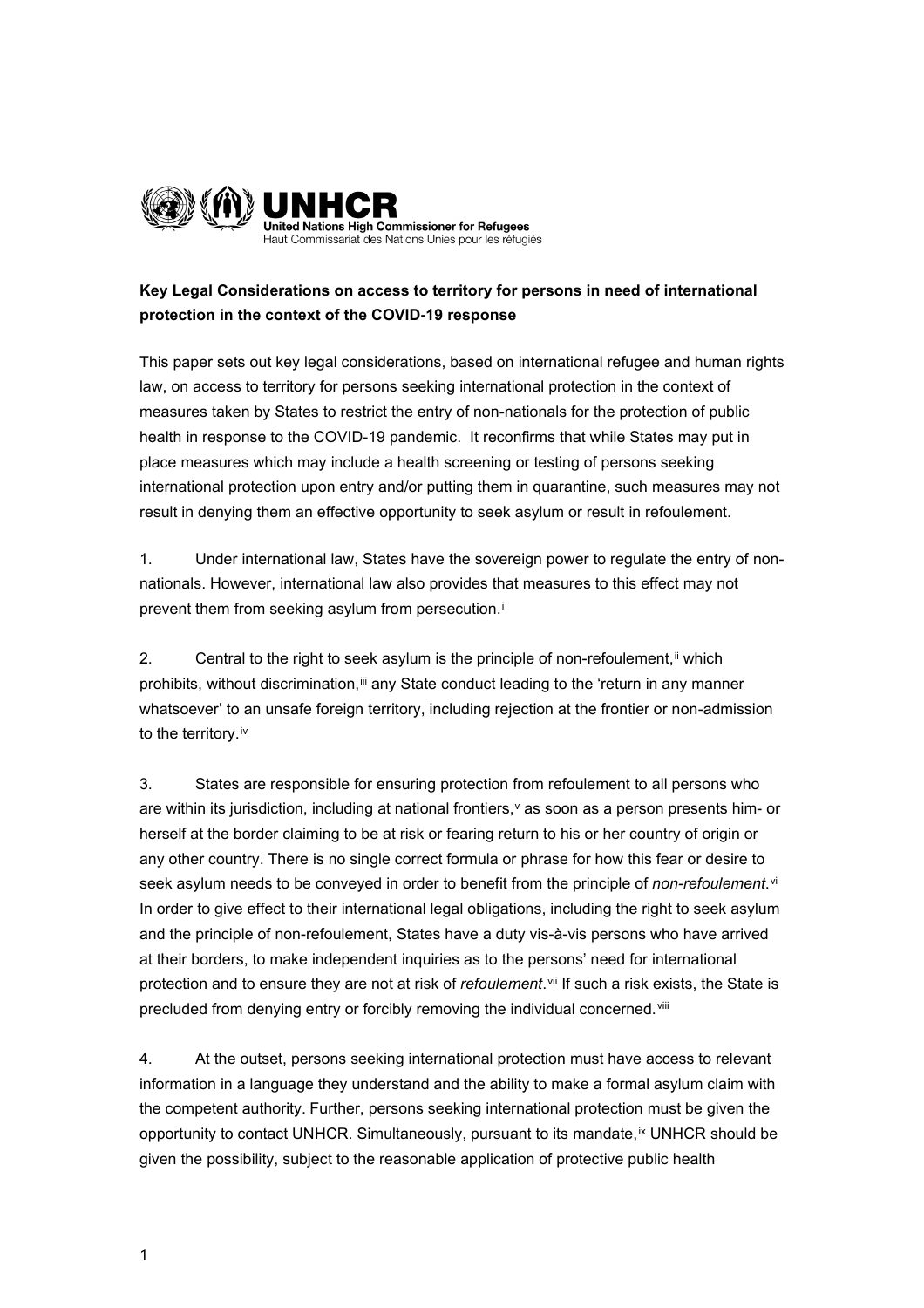**UNHCR**
United Nations High Commissioner for Refugees
Haut Commissariat des Nations Unies pour les réfugiés

**Key Legal Considerations on access to territory for persons in need of international protection in the context of the COVID-19 response**

This paper sets out key legal considerations, based on international refugee and human rights law, on access to territory for persons seeking international protection in the context of measures taken by States to restrict the entry of non-nationals for the protection of public health in response to the COVID-19 pandemic. It reconfirms that while States may put in place measures which may include a health screening or testing of persons seeking international protection upon entry and/or putting them in quarantine, such measures may not result in denying them an effective opportunity to seek asylum or result in refoulement.

1. Under international law, States have the sovereign power to regulate the entry of non-nationals. However, international law also provides that measures to this effect may not prevent them from seeking asylum from persecution.[i]

2. Central to the right to seek asylum is the principle of non-refoulement,[ii] which prohibits, without discrimination,[iii] any State conduct leading to the 'return in any manner whatsoever' to an unsafe foreign territory, including rejection at the frontier or non-admission to the territory.[iv]

3. States are responsible for ensuring protection from refoulement to all persons who are within its jurisdiction, including at national frontiers,[v] as soon as a person presents him- or herself at the border claiming to be at risk or fearing return to his or her country of origin or any other country. There is no single correct formula or phrase for how this fear or desire to seek asylum needs to be conveyed in order to benefit from the principle of *non-refoulement*.[vi] In order to give effect to their international legal obligations, including the right to seek asylum and the principle of non-refoulement, States have a duty vis-à-vis persons who have arrived at their borders, to make independent inquiries as to the persons' need for international protection and to ensure they are not at risk of *refoulement*.[vii] If such a risk exists, the State is precluded from denying entry or forcibly removing the individual concerned.[viii]

4. At the outset, persons seeking international protection must have access to relevant information in a language they understand and the ability to make a formal asylum claim with the competent authority. Further, persons seeking international protection must be given the opportunity to contact UNHCR. Simultaneously, pursuant to its mandate,[ix] UNHCR should be given the possibility, subject to the reasonable application of protective public health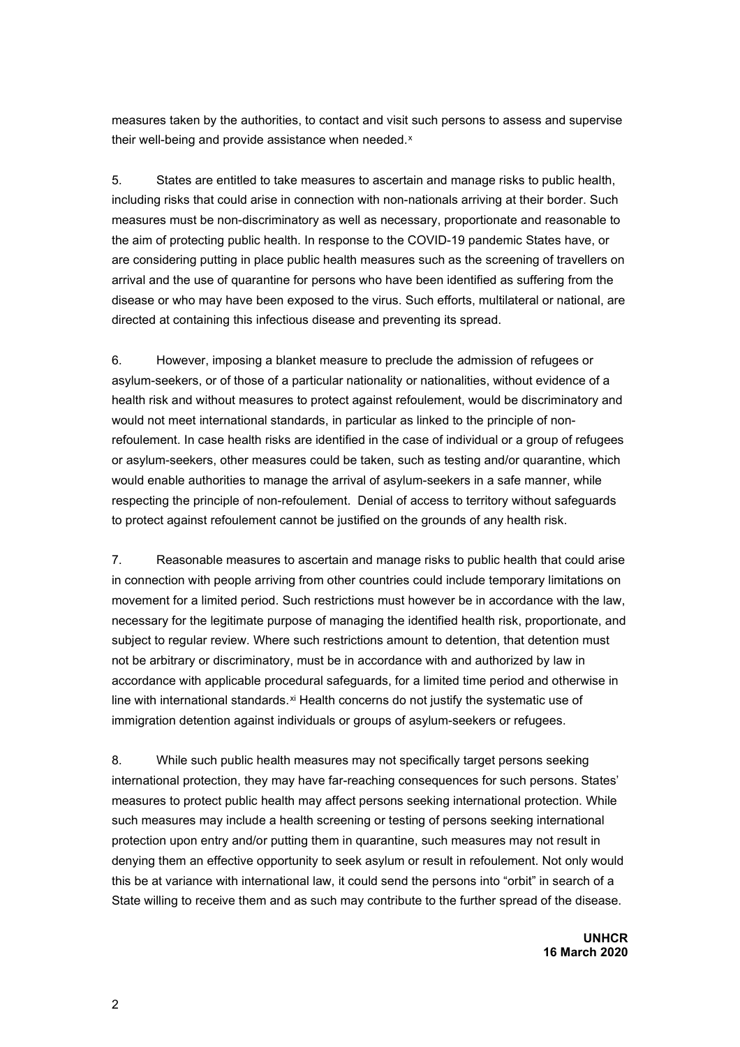measures taken by the authorities, to contact and visit such persons to assess and supervise their well-being and provide assistance when needed.[x]

5. States are entitled to take measures to ascertain and manage risks to public health, including risks that could arise in connection with non-nationals arriving at their border. Such measures must be non-discriminatory as well as necessary, proportionate and reasonable to the aim of protecting public health. In response to the COVID-19 pandemic States have, or are considering putting in place public health measures such as the screening of travellers on arrival and the use of quarantine for persons who have been identified as suffering from the disease or who may have been exposed to the virus. Such efforts, multilateral or national, are directed at containing this infectious disease and preventing its spread.

6. However, imposing a blanket measure to preclude the admission of refugees or asylum-seekers, or of those of a particular nationality or nationalities, without evidence of a health risk and without measures to protect against refoulement, would be discriminatory and would not meet international standards, in particular as linked to the principle of non-refoulement. In case health risks are identified in the case of individual or a group of refugees or asylum-seekers, other measures could be taken, such as testing and/or quarantine, which would enable authorities to manage the arrival of asylum-seekers in a safe manner, while respecting the principle of non-refoulement. Denial of access to territory without safeguards to protect against refoulement cannot be justified on the grounds of any health risk.

7. Reasonable measures to ascertain and manage risks to public health that could arise in connection with people arriving from other countries could include temporary limitations on movement for a limited period. Such restrictions must however be in accordance with the law, necessary for the legitimate purpose of managing the identified health risk, proportionate, and subject to regular review. Where such restrictions amount to detention, that detention must not be arbitrary or discriminatory, must be in accordance with and authorized by law in accordance with applicable procedural safeguards, for a limited time period and otherwise in line with international standards.[xi] Health concerns do not justify the systematic use of immigration detention against individuals or groups of asylum-seekers or refugees.

8. While such public health measures may not specifically target persons seeking international protection, they may have far-reaching consequences for such persons. States' measures to protect public health may affect persons seeking international protection. While such measures may include a health screening or testing of persons seeking international protection upon entry and/or putting them in quarantine, such measures may not result in denying them an effective opportunity to seek asylum or result in refoulement. Not only would this be at variance with international law, it could send the persons into "orbit" in search of a State willing to receive them and as such may contribute to the further spread of the disease.

**UNHCR**
**16 March 2020**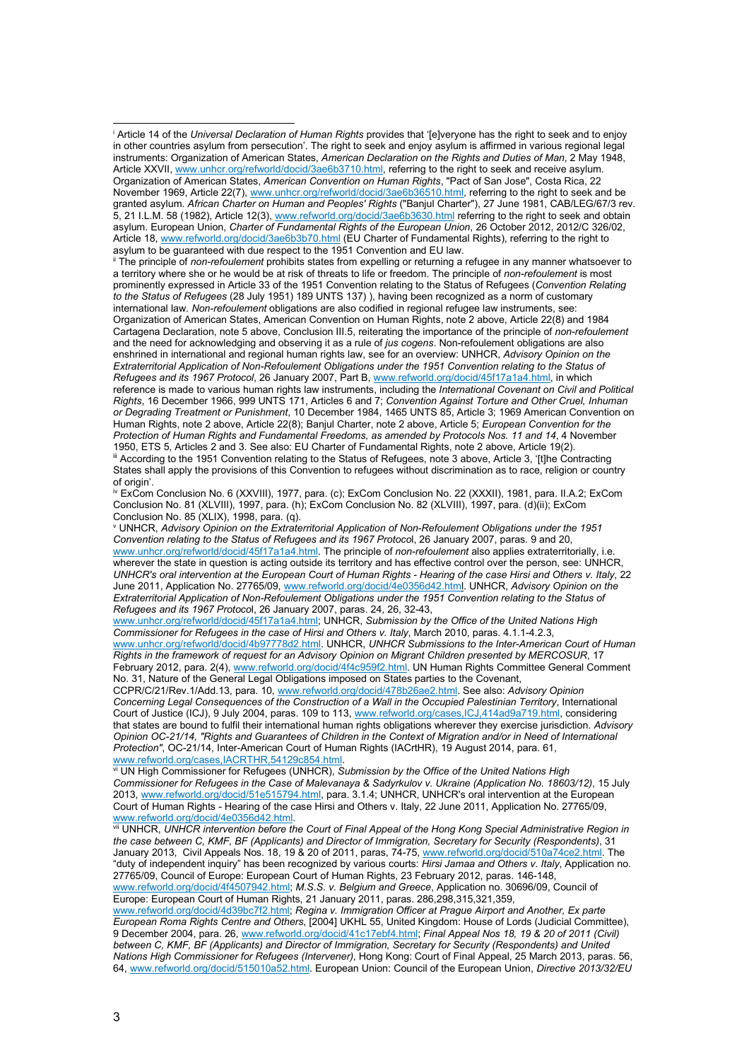---

[i] Article 14 of the *Universal Declaration of Human Rights* provides that '[e]veryone has the right to seek and to enjoy in other countries asylum from persecution'. The right to seek and enjoy asylum is affirmed in various regional legal instruments: Organization of American States, *American Declaration on the Rights and Duties of Man*, 2 May 1948, Article XXVII, www.unhcr.org/refworld/docid/3ae6b3710.html, referring to the right to seek and receive asylum. Organization of American States, *American Convention on Human Rights*, "Pact of San Jose", Costa Rica, 22 November 1969, Article 22(7), www.unhcr.org/refworld/docid/3ae6b36510.html, referring to the right to seek and be granted asylum. *African Charter on Human and Peoples' Rights* ("Banjul Charter"), 27 June 1981, CAB/LEG/67/3 rev. 5, 21 I.L.M. 58 (1982), Article 12(3), www.refworld.org/docid/3ae6b3630.html referring to the right to seek and obtain asylum. European Union, *Charter of Fundamental Rights of the European Union*, 26 October 2012, 2012/C 326/02, Article 18, www.refworld.org/docid/3ae6b3b70.html (EU Charter of Fundamental Rights), referring to the right to asylum to be guaranteed with due respect to the 1951 Convention and EU law.

[ii] The principle of *non-refoulement* prohibits states from expelling or returning a refugee in any manner whatsoever to a territory where she or he would be at risk of threats to life or freedom. The principle of *non-refoulement* is most prominently expressed in Article 33 of the 1951 Convention relating to the Status of Refugees (*Convention Relating to the Status of Refugees* (28 July 1951) 189 UNTS 137) ), having been recognized as a norm of customary international law. *Non-refoulement* obligations are also codified in regional refugee law instruments, see: Organization of American States, American Convention on Human Rights, note 2 above, Article 22(8) and 1984 Cartagena Declaration, note 5 above, Conclusion III.5, reiterating the importance of the principle of *non-refoulement* and the need for acknowledging and observing it as a rule of *jus cogens*. Non-refoulement obligations are also enshrined in international and regional human rights law, see for an overview: UNHCR, *Advisory Opinion on the Extraterritorial Application of Non-Refoulement Obligations under the 1951 Convention relating to the Status of Refugees and its 1967 Protocol*, 26 January 2007, Part B, www.refworld.org/docid/45f17a1a4.html, in which reference is made to various human rights law instruments, including the *International Covenant on Civil and Political Rights*, 16 December 1966, 999 UNTS 171, Articles 6 and 7; *Convention Against Torture and Other Cruel, Inhuman or Degrading Treatment or Punishment*, 10 December 1984, 1465 UNTS 85, Article 3; 1969 American Convention on Human Rights, note 2 above, Article 22(8); Banjul Charter, note 2 above, Article 5; *European Convention for the Protection of Human Rights and Fundamental Freedoms, as amended by Protocols Nos. 11 and 14*, 4 November 1950, ETS 5, Articles 2 and 3. See also: EU Charter of Fundamental Rights, note 2 above, Article 19(2).

[iii] According to the 1951 Convention relating to the Status of Refugees, note 3 above, Article 3, '[t]he Contracting States shall apply the provisions of this Convention to refugees without discrimination as to race, religion or country of origin'.

[iv] ExCom Conclusion No. 6 (XXVIII), 1977, para. (c); ExCom Conclusion No. 22 (XXXII), 1981, para. II.A.2; ExCom Conclusion No. 81 (XLVIII), 1997, para. (h); ExCom Conclusion No. 82 (XLVIII), 1997, para. (d)(ii); ExCom Conclusion No. 85 (XLIX), 1998, para. (q).

[v] UNHCR, *Advisory Opinion on the Extraterritorial Application of Non-Refoulement Obligations under the 1951 Convention relating to the Status of Refugees and its 1967 Protoco*l, 26 January 2007, paras. 9 and 20, www.unhcr.org/refworld/docid/45f17a1a4.html. The principle of *non-refoulement* also applies extraterritorially, i.e. wherever the state in question is acting outside its territory and has effective control over the person, see: UNHCR, *UNHCR's oral intervention at the European Court of Human Rights - Hearing of the case Hirsi and Others v. Italy*, 22 June 2011, Application No. 27765/09, www.refworld.org/docid/4e0356d42.html. UNHCR, *Advisory Opinion on the Extraterritorial Application of Non-Refoulement Obligations under the 1951 Convention relating to the Status of Refugees and its 1967 Protoco*l, 26 January 2007, paras. 24, 26, 32-43, www.unhcr.org/refworld/docid/45f17a1a4.html; UNHCR, *Submission by the Office of the United Nations High Commissioner for Refugees in the case of Hirsi and Others v. Italy*, March 2010, paras. 4.1.1-4.2.3, www.unhcr.org/refworld/docid/4b97778d2.html. UNHCR, *UNHCR Submissions to the Inter-American Court of Human Rights in the framework of request for an Advisory Opinion on Migrant Children presented by MERCOSUR*, 17 February 2012, para. 2(4), www.refworld.org/docid/4f4c959f2.html. UN Human Rights Committee General Comment No. 31, Nature of the General Legal Obligations imposed on States parties to the Covenant, CCPR/C/21/Rev.1/Add.13, para. 10, www.refworld.org/docid/478b26ae2.html. See also: *Advisory Opinion Concerning Legal Consequences of the Construction of a Wall in the Occupied Palestinian Territory*, International Court of Justice (ICJ), 9 July 2004, paras. 109 to 113, www.refworld.org/cases,ICJ,414ad9a719.html, considering that states are bound to fulfil their international human rights obligations wherever they exercise jurisdiction. *Advisory Opinion OC-21/14, "Rights and Guarantees of Children in the Context of Migration and/or in Need of International Protection"*, OC-21/14, Inter-American Court of Human Rights (IACrtHR), 19 August 2014, para. 61, www.refworld.org/cases,IACRTHR,54129c854.html.

[vi] UN High Commissioner for Refugees (UNHCR), *Submission by the Office of the United Nations High Commissioner for Refugees in the Case of Malevanaya & Sadyrkulov v. Ukraine (Application No. 18603/12)*, 15 July 2013, www.refworld.org/docid/51e515794.html, para. 3.1.4; UNHCR, UNHCR's oral intervention at the European Court of Human Rights - Hearing of the case Hirsi and Others v. Italy, 22 June 2011, Application No. 27765/09, www.refworld.org/docid/4e0356d42.html.

[vii] UNHCR, *UNHCR intervention before the Court of Final Appeal of the Hong Kong Special Administrative Region in the case between C, KMF, BF (Applicants) and Director of Immigration, Secretary for Security (Respondents)*, 31 January 2013, Civil Appeals Nos. 18, 19 & 20 of 2011, paras, 74-75, www.refworld.org/docid/510a74ce2.html. The "duty of independent inquiry" has been recognized by various courts: *Hirsi Jamaa and Others v. Italy*, Application no. 27765/09, Council of Europe: European Court of Human Rights, 23 February 2012, paras. 146-148, www.refworld.org/docid/4f4507942.html; *M.S.S. v. Belgium and Greece*, Application no. 30696/09, Council of Europe: European Court of Human Rights, 21 January 2011, paras. 286,298,315,321,359, www.refworld.org/docid/4d39bc7f2.html; *Regina v. Immigration Officer at Prague Airport and Another, Ex parte European Roma Rights Centre and Others*, [2004] UKHL 55, United Kingdom: House of Lords (Judicial Committee), 9 December 2004, para. 26, www.refworld.org/docid/41c17ebf4.html; *Final Appeal Nos 18, 19 & 20 of 2011 (Civil) between C, KMF, BF (Applicants) and Director of Immigration, Secretary for Security (Respondents) and United Nations High Commissioner for Refugees (Intervener)*, Hong Kong: Court of Final Appeal, 25 March 2013, paras. 56, 64, www.refworld.org/docid/515010a52.html. European Union: Council of the European Union, *Directive 2013/32/EU*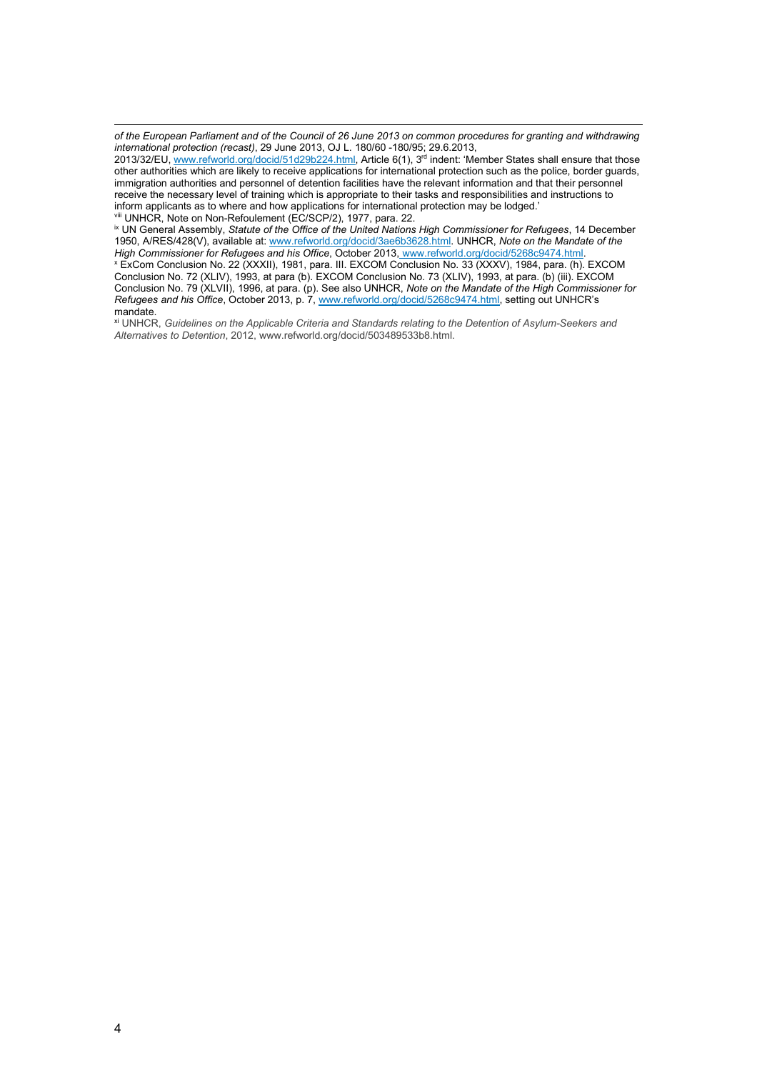*of the European Parliament and of the Council of 26 June 2013 on common procedures for granting and withdrawing international protection (recast)*, 29 June 2013, OJ L. 180/60 -180/95; 29.6.2013, 2013/32/EU, www.refworld.org/docid/51d29b224.html, Article 6(1), 3rd indent: 'Member States shall ensure that those other authorities which are likely to receive applications for international protection such as the police, border guards, immigration authorities and personnel of detention facilities have the relevant information and that their personnel receive the necessary level of training which is appropriate to their tasks and responsibilities and instructions to inform applicants as to where and how applications for international protection may be lodged.'

[viii] UNHCR, Note on Non-Refoulement (EC/SCP/2), 1977, para. 22.

[ix] UN General Assembly, *Statute of the Office of the United Nations High Commissioner for Refugees*, 14 December 1950, A/RES/428(V), available at: www.refworld.org/docid/3ae6b3628.html. UNHCR, *Note on the Mandate of the High Commissioner for Refugees and his Office*, October 2013, www.refworld.org/docid/5268c9474.html.

[x] ExCom Conclusion No. 22 (XXXII), 1981, para. III. EXCOM Conclusion No. 33 (XXXV), 1984, para. (h). EXCOM Conclusion No. 72 (XLIV), 1993, at para (b). EXCOM Conclusion No. 73 (XLIV), 1993, at para. (b) (iii). EXCOM Conclusion No. 79 (XLVII), 1996, at para. (p). See also UNHCR, *Note on the Mandate of the High Commissioner for Refugees and his Office*, October 2013, p. 7, www.refworld.org/docid/5268c9474.html, setting out UNHCR's mandate.

[xi] UNHCR, *Guidelines on the Applicable Criteria and Standards relating to the Detention of Asylum-Seekers and Alternatives to Detention*, 2012, www.refworld.org/docid/503489533b8.html.